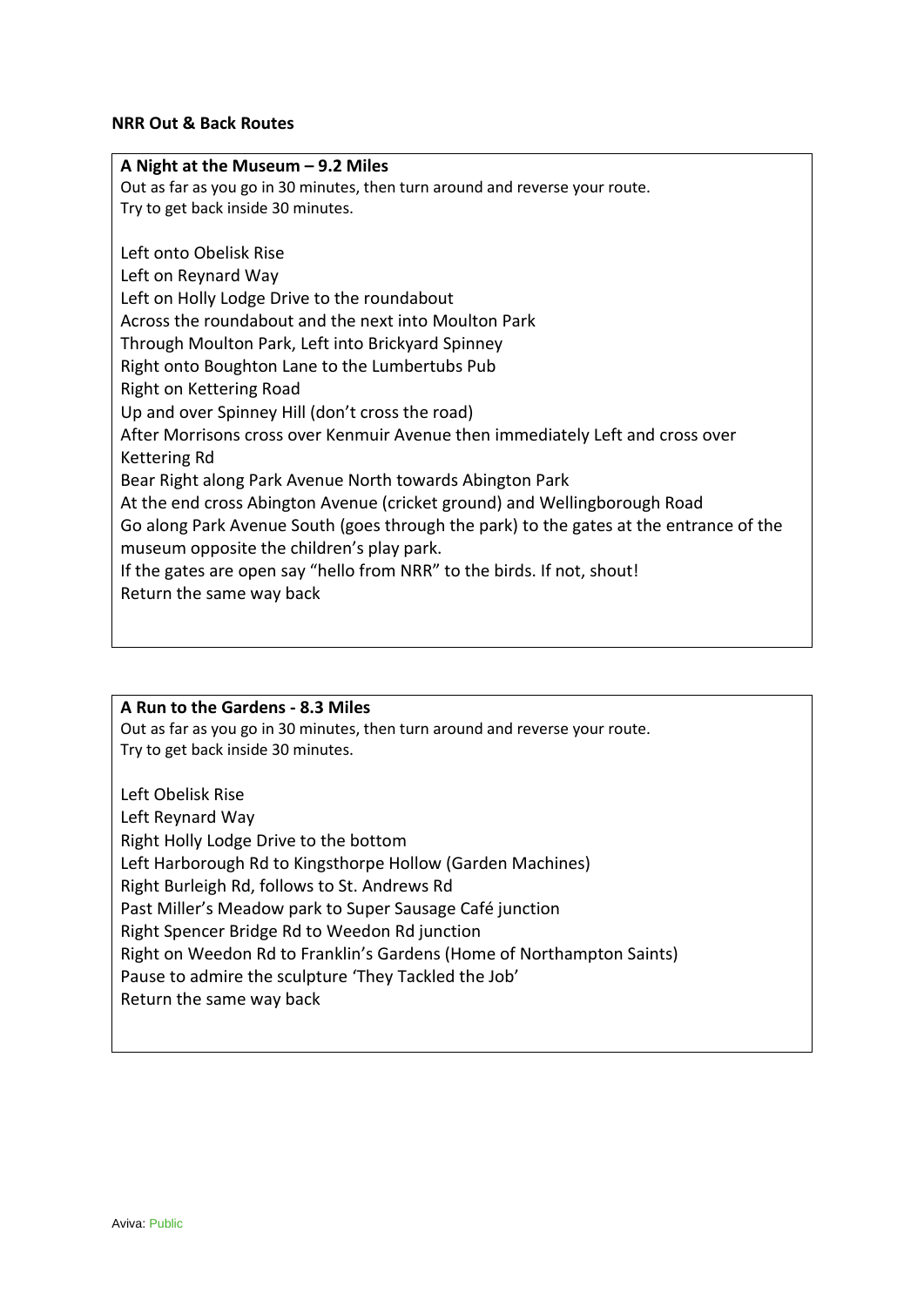## NRR Out & Back Routes

### A Night at the Museum – 9.2 Miles

Out as far as you go in 30 minutes, then turn around and reverse your route.
Try to get back inside 30 minutes.

Left onto Obelisk Rise
Left on Reynard Way
Left on Holly Lodge Drive to the roundabout
Across the roundabout and the next into Moulton Park
Through Moulton Park, Left into Brickyard Spinney
Right onto Boughton Lane to the Lumbertubs Pub
Right on Kettering Road
Up and over Spinney Hill (don't cross the road)
After Morrisons cross over Kenmuir Avenue then immediately Left and cross over Kettering Rd
Bear Right along Park Avenue North towards Abington Park
At the end cross Abington Avenue (cricket ground) and Wellingborough Road
Go along Park Avenue South (goes through the park) to the gates at the entrance of the museum opposite the children's play park.
If the gates are open say "hello from NRR" to the birds. If not, shout!
Return the same way back

### A Run to the Gardens - 8.3 Miles

Out as far as you go in 30 minutes, then turn around and reverse your route.
Try to get back inside 30 minutes.

Left Obelisk Rise
Left Reynard Way
Right Holly Lodge Drive to the bottom
Left Harborough Rd to Kingsthorpe Hollow (Garden Machines)
Right Burleigh Rd, follows to St. Andrews Rd
Past Miller's Meadow park to Super Sausage Café junction
Right Spencer Bridge Rd to Weedon Rd junction
Right on Weedon Rd to Franklin's Gardens (Home of Northampton Saints)
Pause to admire the sculpture 'They Tackled the Job'
Return the same way back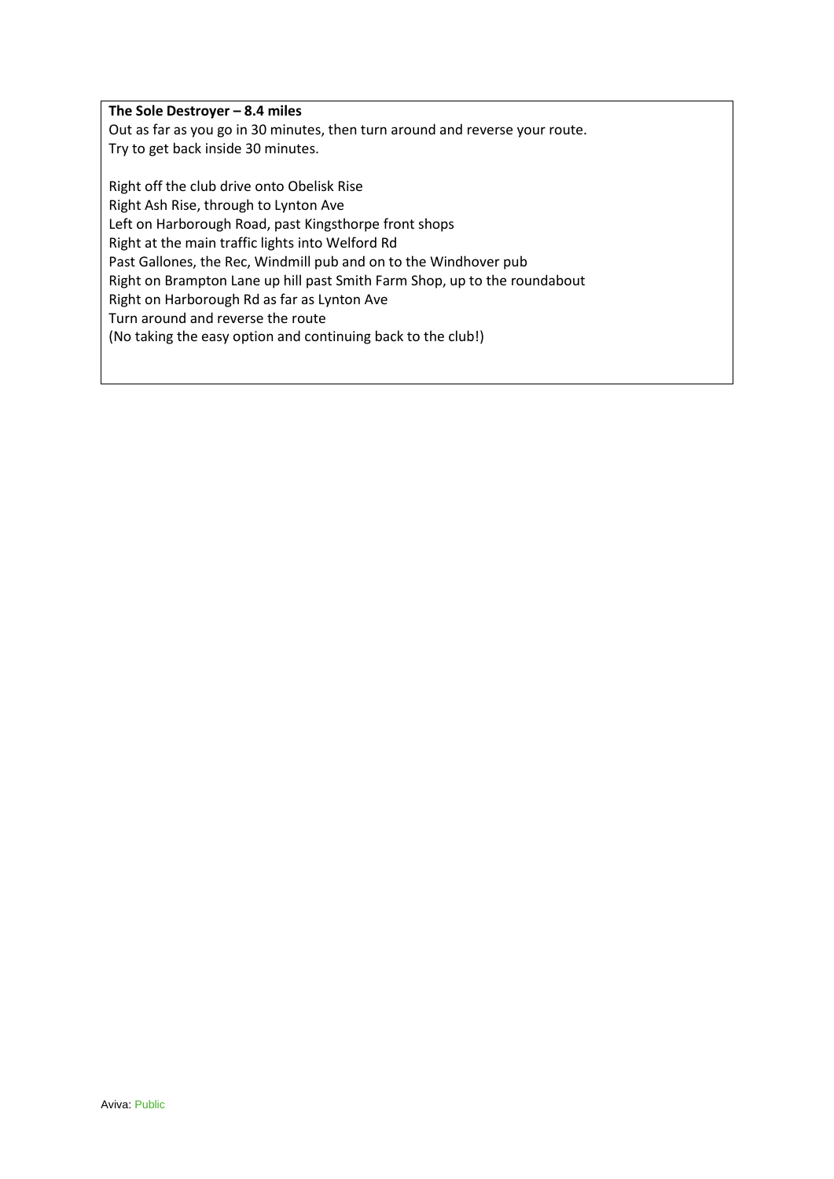**The Sole Destroyer – 8.4 miles**

Out as far as you go in 30 minutes, then turn around and reverse your route.
Try to get back inside 30 minutes.

Right off the club drive onto Obelisk Rise
Right Ash Rise, through to Lynton Ave
Left on Harborough Road, past Kingsthorpe front shops
Right at the main traffic lights into Welford Rd
Past Gallones, the Rec, Windmill pub and on to the Windhover pub
Right on Brampton Lane up hill past Smith Farm Shop, up to the roundabout
Right on Harborough Rd as far as Lynton Ave
Turn around and reverse the route
(No taking the easy option and continuing back to the club!)